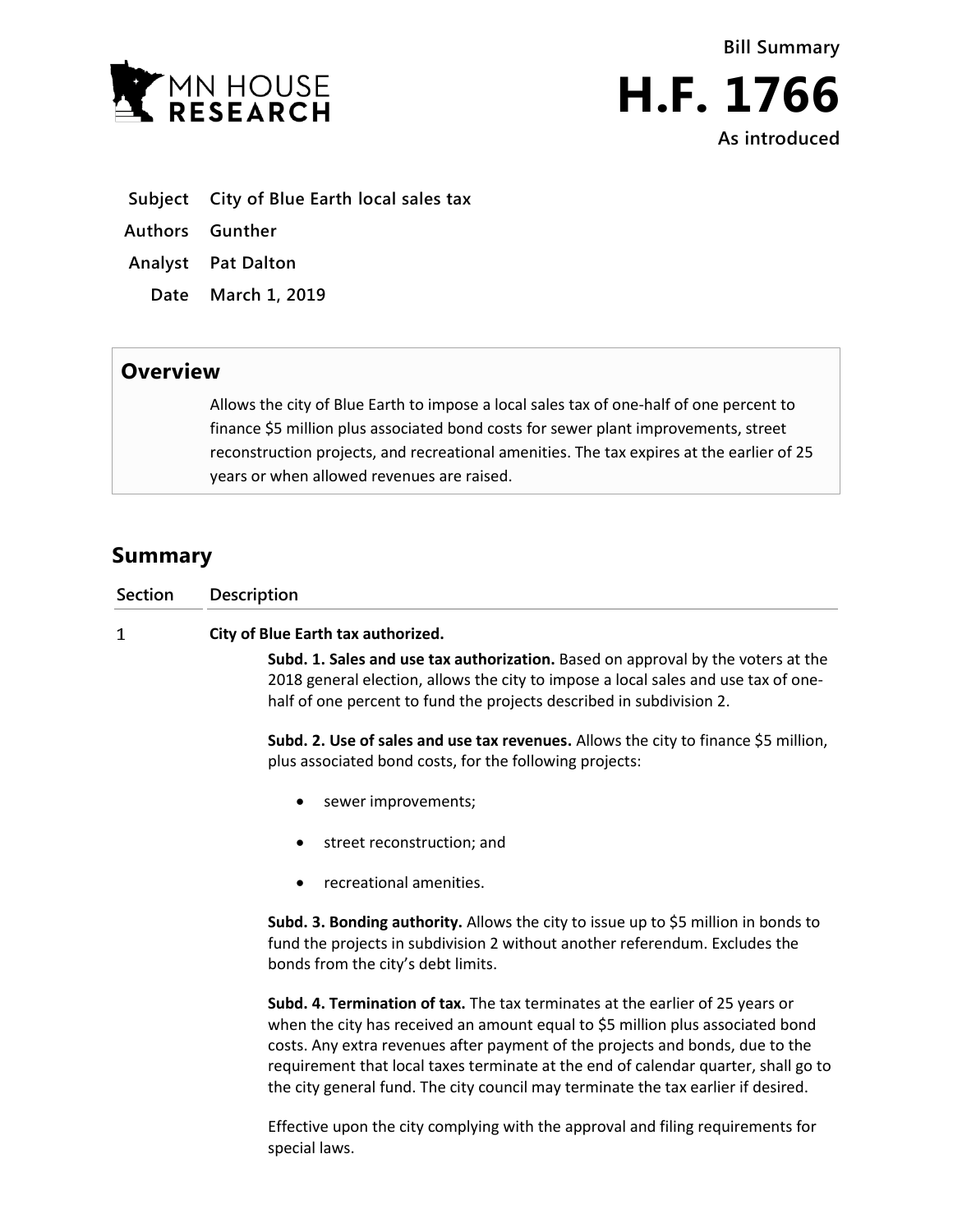MN HOUSE RESEARCH

**Bill Summary**

# H.F. 1766

**As introduced**

| | |
|---|---|
| **Subject** | **City of Blue Earth local sales tax** |
| **Authors** | **Gunther** |
| **Analyst** | **Pat Dalton** |
| **Date** | **March 1, 2019** |

## Overview

Allows the city of Blue Earth to impose a local sales tax of one-half of one percent to finance $5 million plus associated bond costs for sewer plant improvements, street reconstruction projects, and recreational amenities. The tax expires at the earlier of 25 years or when allowed revenues are raised.

## Summary

| Section | Description |
|---|---|

1 **City of Blue Earth tax authorized.**

**Subd. 1. Sales and use tax authorization.** Based on approval by the voters at the 2018 general election, allows the city to impose a local sales and use tax of one-half of one percent to fund the projects described in subdivision 2.

**Subd. 2. Use of sales and use tax revenues.** Allows the city to finance $5 million, plus associated bond costs, for the following projects:

- sewer improvements;
- street reconstruction; and
- recreational amenities.

**Subd. 3. Bonding authority.** Allows the city to issue up to $5 million in bonds to fund the projects in subdivision 2 without another referendum. Excludes the bonds from the city's debt limits.

**Subd. 4. Termination of tax.** The tax terminates at the earlier of 25 years or when the city has received an amount equal to $5 million plus associated bond costs. Any extra revenues after payment of the projects and bonds, due to the requirement that local taxes terminate at the end of calendar quarter, shall go to the city general fund. The city council may terminate the tax earlier if desired.

Effective upon the city complying with the approval and filing requirements for special laws.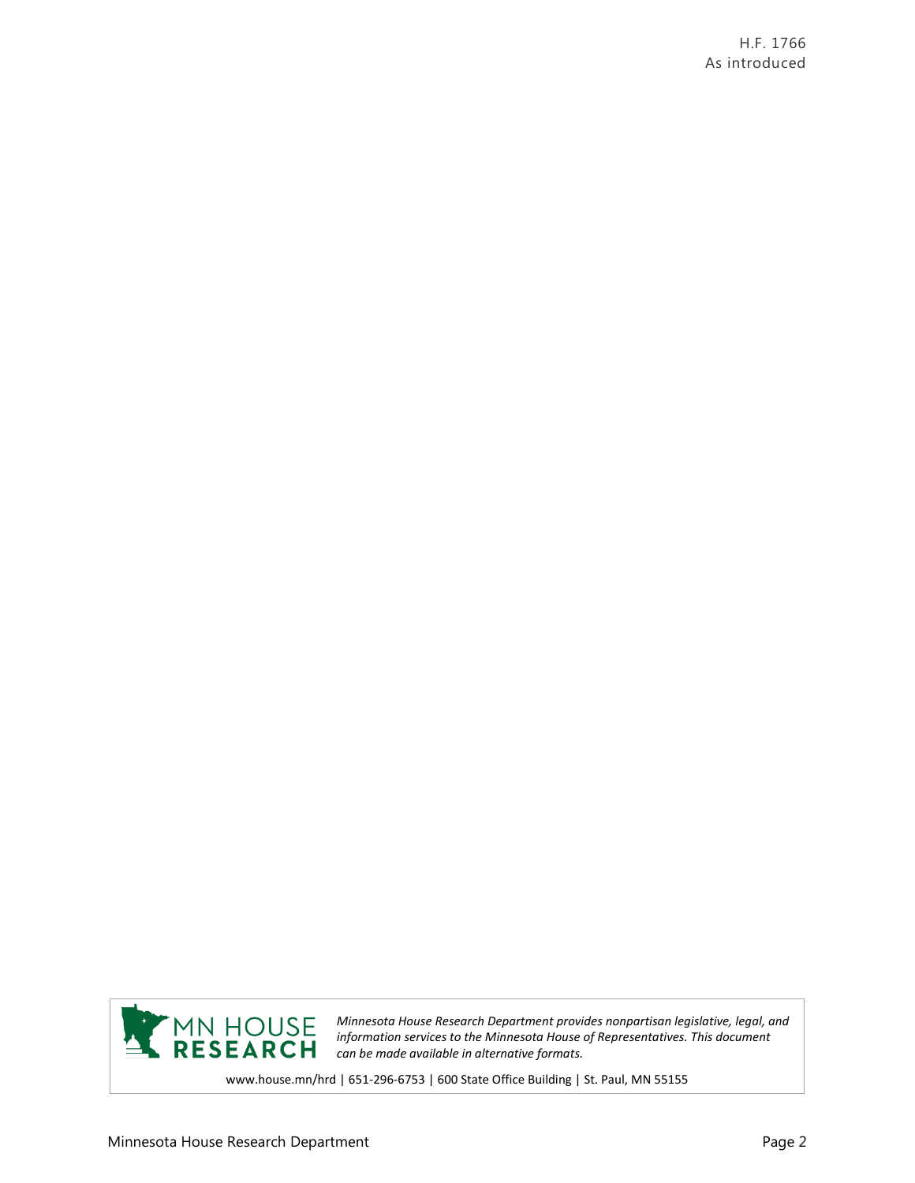MN HOUSE RESEARCH

*Minnesota House Research Department provides nonpartisan legislative, legal, and information services to the Minnesota House of Representatives. This document can be made available in alternative formats.*

www.house.mn/hrd | 651-296-6753 | 600 State Office Building | St. Paul, MN 55155